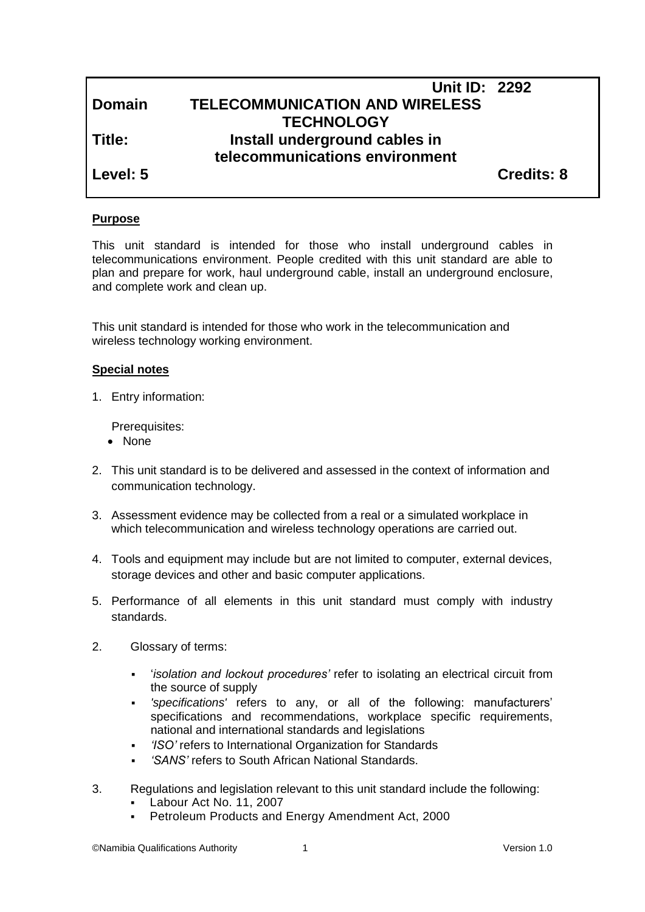| | Unit ID: 2292 |
|---|---|
| **Domain** | **TELECOMMUNICATION AND WIRELESS TECHNOLOGY** |
| **Title:** | **Install underground cables in telecommunications environment** |
| **Level: 5** | **Credits: 8** |

**Purpose**

This unit standard is intended for those who install underground cables in telecommunications environment. People credited with this unit standard are able to plan and prepare for work, haul underground cable, install an underground enclosure, and complete work and clean up.

This unit standard is intended for those who work in the telecommunication and wireless technology working environment.

**Special notes**

1. Entry information:

   Prerequisites:
   - None

2. This unit standard is to be delivered and assessed in the context of information and communication technology.

3. Assessment evidence may be collected from a real or a simulated workplace in which telecommunication and wireless technology operations are carried out.

4. Tools and equipment may include but are not limited to computer, external devices, storage devices and other and basic computer applications.

5. Performance of all elements in this unit standard must comply with industry standards.

2. Glossary of terms:

   - '*isolation and lockout procedures'* refer to isolating an electrical circuit from the source of supply
   - *'specifications'* refers to any, or all of the following: manufacturers' specifications and recommendations, workplace specific requirements, national and international standards and legislations
   - *'ISO'* refers to International Organization for Standards
   - *'SANS'* refers to South African National Standards.

3. Regulations and legislation relevant to this unit standard include the following:
   - Labour Act No. 11, 2007
   - Petroleum Products and Energy Amendment Act, 2000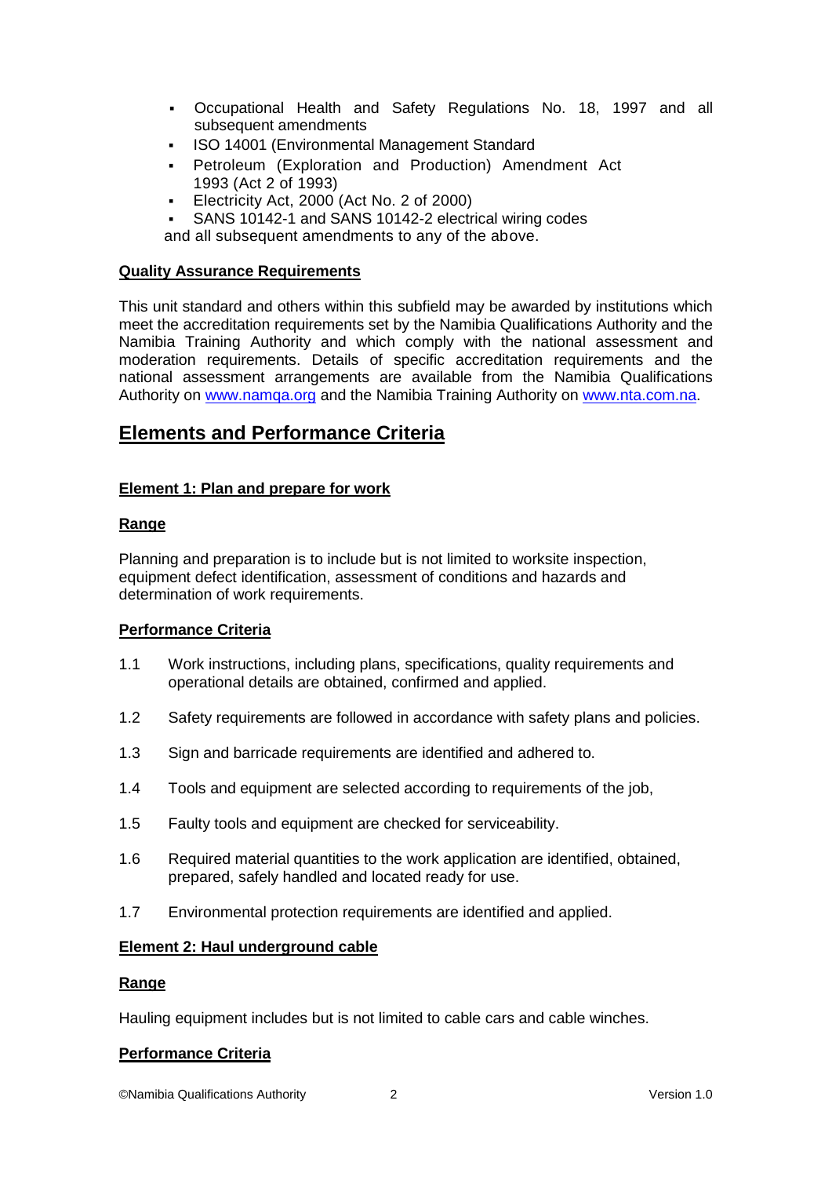- Occupational Health and Safety Regulations No. 18, 1997 and all subsequent amendments
- ISO 14001 (Environmental Management Standard
- Petroleum (Exploration and Production) Amendment Act 1993 (Act 2 of 1993)
- Electricity Act, 2000 (Act No. 2 of 2000)
- SANS 10142-1 and SANS 10142-2 electrical wiring codes

and all subsequent amendments to any of the above.

**Quality Assurance Requirements**

This unit standard and others within this subfield may be awarded by institutions which meet the accreditation requirements set by the Namibia Qualifications Authority and the Namibia Training Authority and which comply with the national assessment and moderation requirements. Details of specific accreditation requirements and the national assessment arrangements are available from the Namibia Qualifications Authority on www.namqa.org and the Namibia Training Authority on www.nta.com.na.

## Elements and Performance Criteria

### Element 1: Plan and prepare for work

**Range**

Planning and preparation is to include but is not limited to worksite inspection, equipment defect identification, assessment of conditions and hazards and determination of work requirements.

**Performance Criteria**

1.1 Work instructions, including plans, specifications, quality requirements and operational details are obtained, confirmed and applied.

1.2 Safety requirements are followed in accordance with safety plans and policies.

1.3 Sign and barricade requirements are identified and adhered to.

1.4 Tools and equipment are selected according to requirements of the job,

1.5 Faulty tools and equipment are checked for serviceability.

1.6 Required material quantities to the work application are identified, obtained, prepared, safely handled and located ready for use.

1.7 Environmental protection requirements are identified and applied.

### Element 2: Haul underground cable

**Range**

Hauling equipment includes but is not limited to cable cars and cable winches.

**Performance Criteria**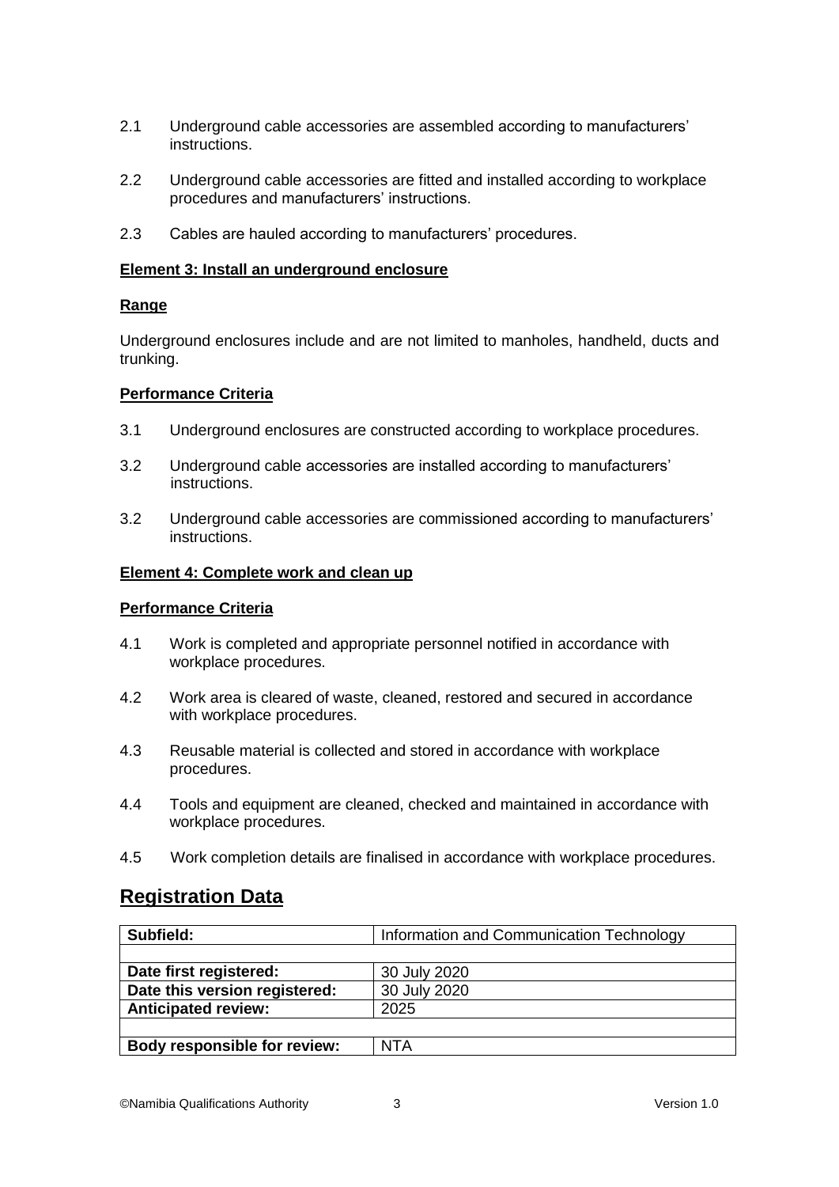2.1 Underground cable accessories are assembled according to manufacturers' instructions.

2.2 Underground cable accessories are fitted and installed according to workplace procedures and manufacturers' instructions.

2.3 Cables are hauled according to manufacturers' procedures.

**Element 3: Install an underground enclosure**

**Range**

Underground enclosures include and are not limited to manholes, handheld, ducts and trunking.

**Performance Criteria**

3.1 Underground enclosures are constructed according to workplace procedures.

3.2 Underground cable accessories are installed according to manufacturers' instructions.

3.2 Underground cable accessories are commissioned according to manufacturers' instructions.

**Element 4: Complete work and clean up**

**Performance Criteria**

4.1 Work is completed and appropriate personnel notified in accordance with workplace procedures.

4.2 Work area is cleared of waste, cleaned, restored and secured in accordance with workplace procedures.

4.3 Reusable material is collected and stored in accordance with workplace procedures.

4.4 Tools and equipment are cleaned, checked and maintained in accordance with workplace procedures.

4.5 Work completion details are finalised in accordance with workplace procedures.

## Registration Data

| | |
|---|---|
| **Subfield:** | Information and Communication Technology |
| | |
| **Date first registered:** | 30 July 2020 |
| **Date this version registered:** | 30 July 2020 |
| **Anticipated review:** | 2025 |
| | |
| **Body responsible for review:** | NTA |